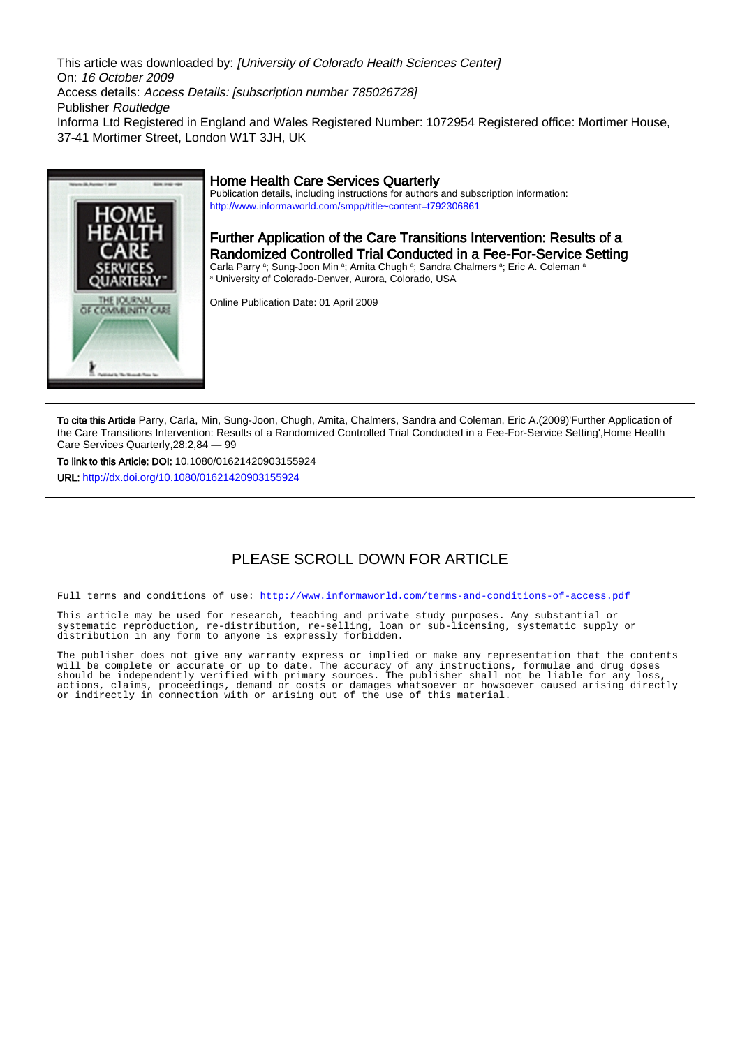This article was downloaded by: *[University of Colorado Health Sciences Center]*
On: *16 October 2009*
Access details: *Access Details: [subscription number 785026728]*
Publisher *Routledge*
Informa Ltd Registered in England and Wales Registered Number: 1072954 Registered office: Mortimer House, 37-41 Mortimer Street, London W1T 3JH, UK

## Home Health Care Services Quarterly

Publication details, including instructions for authors and subscription information:
http://www.informaworld.com/smpp/title~content=t792306861

# Further Application of the Care Transitions Intervention: Results of a Randomized Controlled Trial Conducted in a Fee-For-Service Setting

Carla Parry [a]; Sung-Joon Min [a]; Amita Chugh [a]; Sandra Chalmers [a]; Eric A. Coleman [a]
[a] University of Colorado-Denver, Aurora, Colorado, USA

Online Publication Date: 01 April 2009

**To cite this Article** Parry, Carla, Min, Sung-Joon, Chugh, Amita, Chalmers, Sandra and Coleman, Eric A.(2009)'Further Application of the Care Transitions Intervention: Results of a Randomized Controlled Trial Conducted in a Fee-For-Service Setting',Home Health Care Services Quarterly,28:2,84 — 99

**To link to this Article: DOI:** 10.1080/01621420903155924

**URL:** http://dx.doi.org/10.1080/01621420903155924

PLEASE SCROLL DOWN FOR ARTICLE

Full terms and conditions of use: http://www.informaworld.com/terms-and-conditions-of-access.pdf

This article may be used for research, teaching and private study purposes. Any substantial or systematic reproduction, re-distribution, re-selling, loan or sub-licensing, systematic supply or distribution in any form to anyone is expressly forbidden.

The publisher does not give any warranty express or implied or make any representation that the contents will be complete or accurate or up to date. The accuracy of any instructions, formulae and drug doses should be independently verified with primary sources. The publisher shall not be liable for any loss, actions, claims, proceedings, demand or costs or damages whatsoever or howsoever caused arising directly or indirectly in connection with or arising out of the use of this material.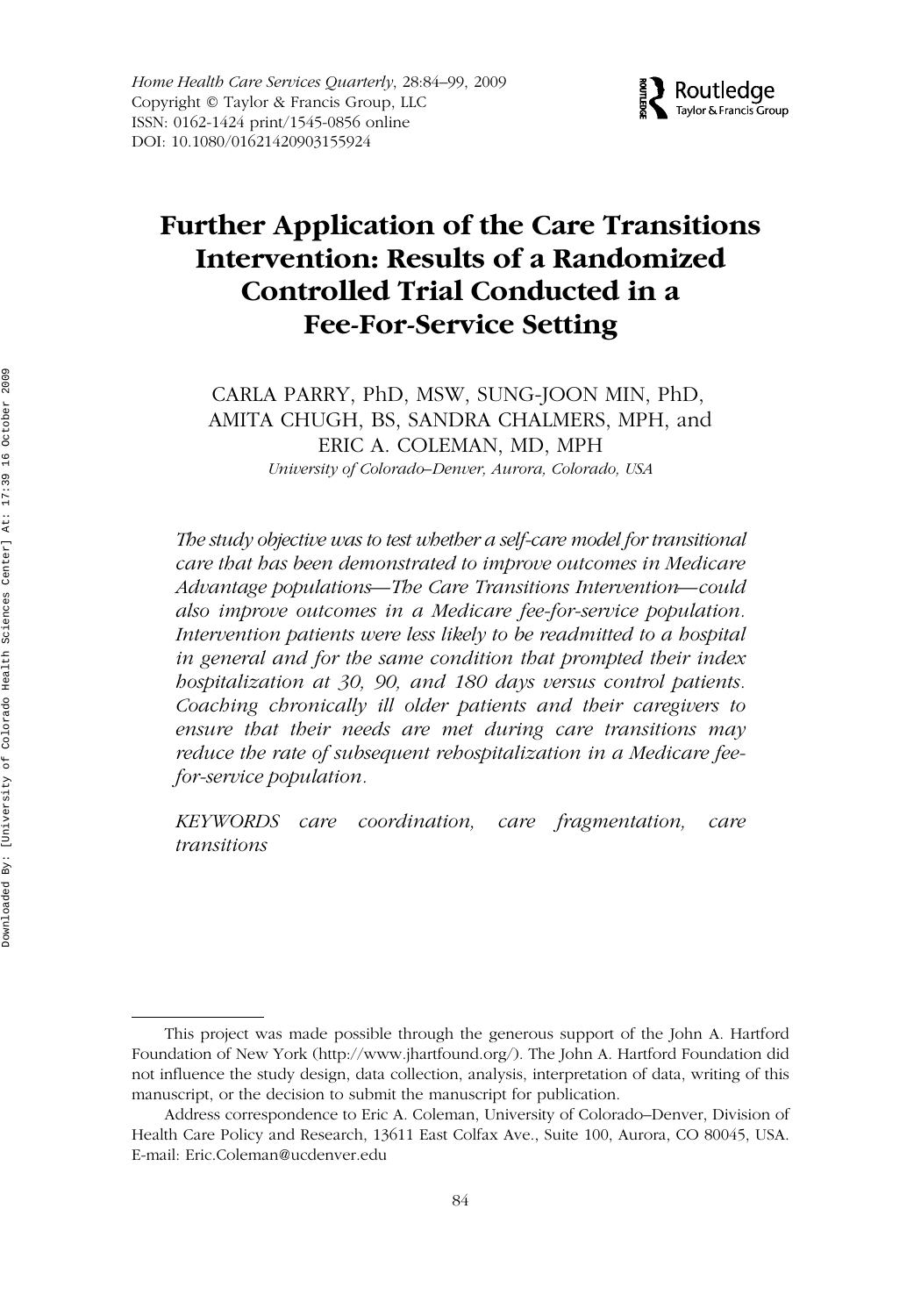# Further Application of the Care Transitions Intervention: Results of a Randomized Controlled Trial Conducted in a Fee-For-Service Setting

CARLA PARRY, PhD, MSW, SUNG-JOON MIN, PhD, AMITA CHUGH, BS, SANDRA CHALMERS, MPH, and ERIC A. COLEMAN, MD, MPH

*University of Colorado–Denver, Aurora, Colorado, USA*

*The study objective was to test whether a self-care model for transitional care that has been demonstrated to improve outcomes in Medicare Advantage populations—The Care Transitions Intervention—could also improve outcomes in a Medicare fee-for-service population. Intervention patients were less likely to be readmitted to a hospital in general and for the same condition that prompted their index hospitalization at 30, 90, and 180 days versus control patients. Coaching chronically ill older patients and their caregivers to ensure that their needs are met during care transitions may reduce the rate of subsequent rehospitalization in a Medicare fee-for-service population.*

*KEYWORDS* care coordination, care fragmentation, care transitions

---

This project was made possible through the generous support of the John A. Hartford Foundation of New York (http://www.jhartfound.org/). The John A. Hartford Foundation did not influence the study design, data collection, analysis, interpretation of data, writing of this manuscript, or the decision to submit the manuscript for publication.

Address correspondence to Eric A. Coleman, University of Colorado–Denver, Division of Health Care Policy and Research, 13611 East Colfax Ave., Suite 100, Aurora, CO 80045, USA. E-mail: Eric.Coleman@ucdenver.edu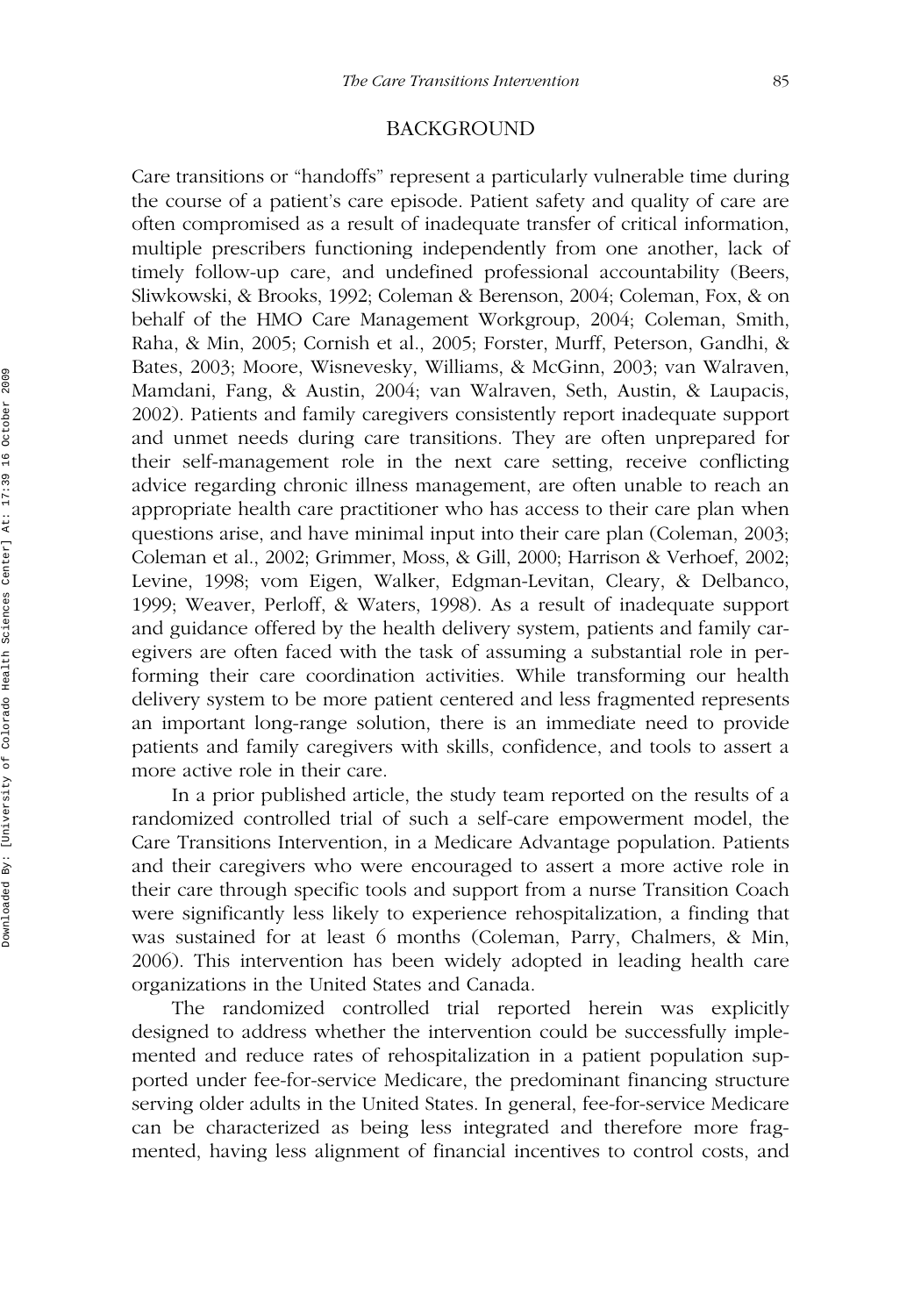## BACKGROUND

Care transitions or "handoffs" represent a particularly vulnerable time during the course of a patient's care episode. Patient safety and quality of care are often compromised as a result of inadequate transfer of critical information, multiple prescribers functioning independently from one another, lack of timely follow-up care, and undefined professional accountability (Beers, Sliwkowski, & Brooks, 1992; Coleman & Berenson, 2004; Coleman, Fox, & on behalf of the HMO Care Management Workgroup, 2004; Coleman, Smith, Raha, & Min, 2005; Cornish et al., 2005; Forster, Murff, Peterson, Gandhi, & Bates, 2003; Moore, Wisnevesky, Williams, & McGinn, 2003; van Walraven, Mamdani, Fang, & Austin, 2004; van Walraven, Seth, Austin, & Laupacis, 2002). Patients and family caregivers consistently report inadequate support and unmet needs during care transitions. They are often unprepared for their self-management role in the next care setting, receive conflicting advice regarding chronic illness management, are often unable to reach an appropriate health care practitioner who has access to their care plan when questions arise, and have minimal input into their care plan (Coleman, 2003; Coleman et al., 2002; Grimmer, Moss, & Gill, 2000; Harrison & Verhoef, 2002; Levine, 1998; vom Eigen, Walker, Edgman-Levitan, Cleary, & Delbanco, 1999; Weaver, Perloff, & Waters, 1998). As a result of inadequate support and guidance offered by the health delivery system, patients and family caregivers are often faced with the task of assuming a substantial role in performing their care coordination activities. While transforming our health delivery system to be more patient centered and less fragmented represents an important long-range solution, there is an immediate need to provide patients and family caregivers with skills, confidence, and tools to assert a more active role in their care.

In a prior published article, the study team reported on the results of a randomized controlled trial of such a self-care empowerment model, the Care Transitions Intervention, in a Medicare Advantage population. Patients and their caregivers who were encouraged to assert a more active role in their care through specific tools and support from a nurse Transition Coach were significantly less likely to experience rehospitalization, a finding that was sustained for at least 6 months (Coleman, Parry, Chalmers, & Min, 2006). This intervention has been widely adopted in leading health care organizations in the United States and Canada.

The randomized controlled trial reported herein was explicitly designed to address whether the intervention could be successfully implemented and reduce rates of rehospitalization in a patient population supported under fee-for-service Medicare, the predominant financing structure serving older adults in the United States. In general, fee-for-service Medicare can be characterized as being less integrated and therefore more fragmented, having less alignment of financial incentives to control costs, and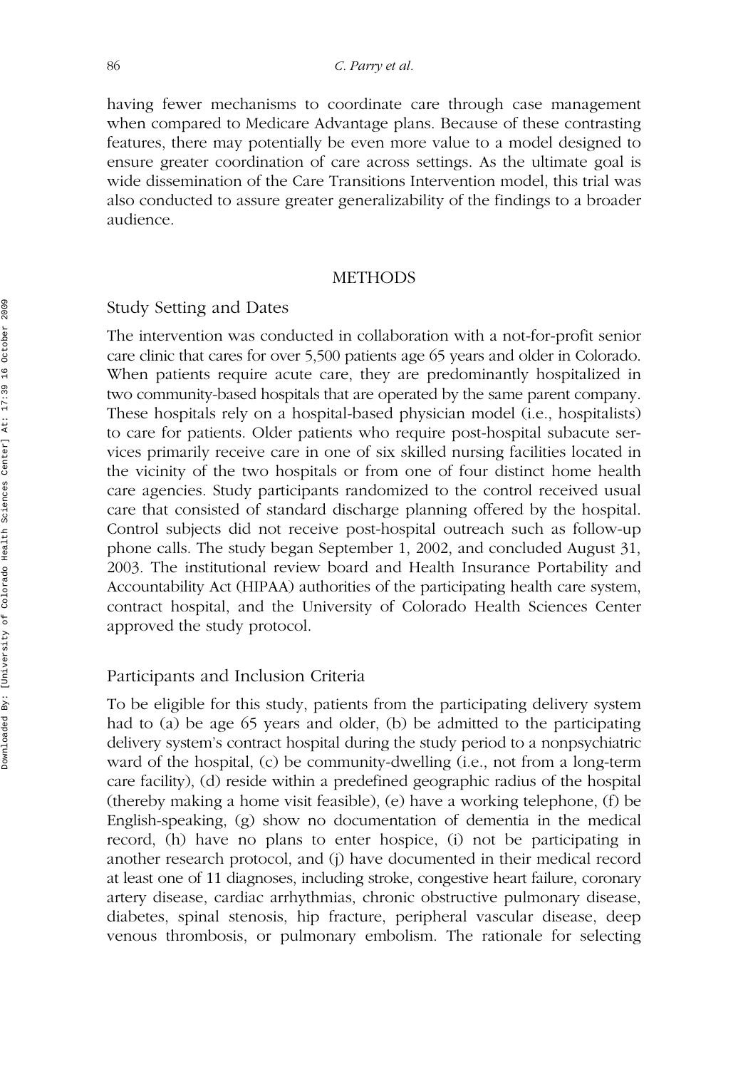having fewer mechanisms to coordinate care through case management when compared to Medicare Advantage plans. Because of these contrasting features, there may potentially be even more value to a model designed to ensure greater coordination of care across settings. As the ultimate goal is wide dissemination of the Care Transitions Intervention model, this trial was also conducted to assure greater generalizability of the findings to a broader audience.

## METHODS

### Study Setting and Dates

The intervention was conducted in collaboration with a not-for-profit senior care clinic that cares for over 5,500 patients age 65 years and older in Colorado. When patients require acute care, they are predominantly hospitalized in two community-based hospitals that are operated by the same parent company. These hospitals rely on a hospital-based physician model (i.e., hospitalists) to care for patients. Older patients who require post-hospital subacute services primarily receive care in one of six skilled nursing facilities located in the vicinity of the two hospitals or from one of four distinct home health care agencies. Study participants randomized to the control received usual care that consisted of standard discharge planning offered by the hospital. Control subjects did not receive post-hospital outreach such as follow-up phone calls. The study began September 1, 2002, and concluded August 31, 2003. The institutional review board and Health Insurance Portability and Accountability Act (HIPAA) authorities of the participating health care system, contract hospital, and the University of Colorado Health Sciences Center approved the study protocol.

### Participants and Inclusion Criteria

To be eligible for this study, patients from the participating delivery system had to (a) be age 65 years and older, (b) be admitted to the participating delivery system's contract hospital during the study period to a nonpsychiatric ward of the hospital, (c) be community-dwelling (i.e., not from a long-term care facility), (d) reside within a predefined geographic radius of the hospital (thereby making a home visit feasible), (e) have a working telephone, (f) be English-speaking, (g) show no documentation of dementia in the medical record, (h) have no plans to enter hospice, (i) not be participating in another research protocol, and (j) have documented in their medical record at least one of 11 diagnoses, including stroke, congestive heart failure, coronary artery disease, cardiac arrhythmias, chronic obstructive pulmonary disease, diabetes, spinal stenosis, hip fracture, peripheral vascular disease, deep venous thrombosis, or pulmonary embolism. The rationale for selecting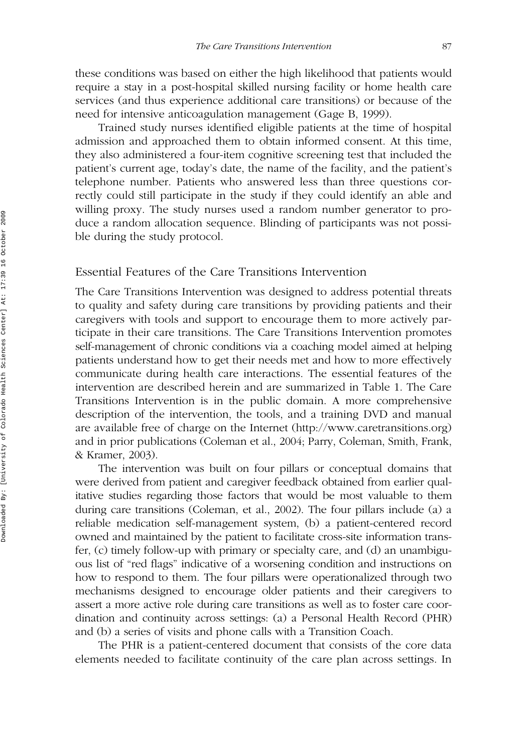these conditions was based on either the high likelihood that patients would require a stay in a post-hospital skilled nursing facility or home health care services (and thus experience additional care transitions) or because of the need for intensive anticoagulation management (Gage B, 1999).

Trained study nurses identified eligible patients at the time of hospital admission and approached them to obtain informed consent. At this time, they also administered a four-item cognitive screening test that included the patient's current age, today's date, the name of the facility, and the patient's telephone number. Patients who answered less than three questions correctly could still participate in the study if they could identify an able and willing proxy. The study nurses used a random number generator to produce a random allocation sequence. Blinding of participants was not possible during the study protocol.

## Essential Features of the Care Transitions Intervention

The Care Transitions Intervention was designed to address potential threats to quality and safety during care transitions by providing patients and their caregivers with tools and support to encourage them to more actively participate in their care transitions. The Care Transitions Intervention promotes self-management of chronic conditions via a coaching model aimed at helping patients understand how to get their needs met and how to more effectively communicate during health care interactions. The essential features of the intervention are described herein and are summarized in Table 1. The Care Transitions Intervention is in the public domain. A more comprehensive description of the intervention, the tools, and a training DVD and manual are available free of charge on the Internet (http://www.caretransitions.org) and in prior publications (Coleman et al., 2004; Parry, Coleman, Smith, Frank, & Kramer, 2003).

The intervention was built on four pillars or conceptual domains that were derived from patient and caregiver feedback obtained from earlier qualitative studies regarding those factors that would be most valuable to them during care transitions (Coleman, et al., 2002). The four pillars include (a) a reliable medication self-management system, (b) a patient-centered record owned and maintained by the patient to facilitate cross-site information transfer, (c) timely follow-up with primary or specialty care, and (d) an unambiguous list of "red flags" indicative of a worsening condition and instructions on how to respond to them. The four pillars were operationalized through two mechanisms designed to encourage older patients and their caregivers to assert a more active role during care transitions as well as to foster care coordination and continuity across settings: (a) a Personal Health Record (PHR) and (b) a series of visits and phone calls with a Transition Coach.

The PHR is a patient-centered document that consists of the core data elements needed to facilitate continuity of the care plan across settings. In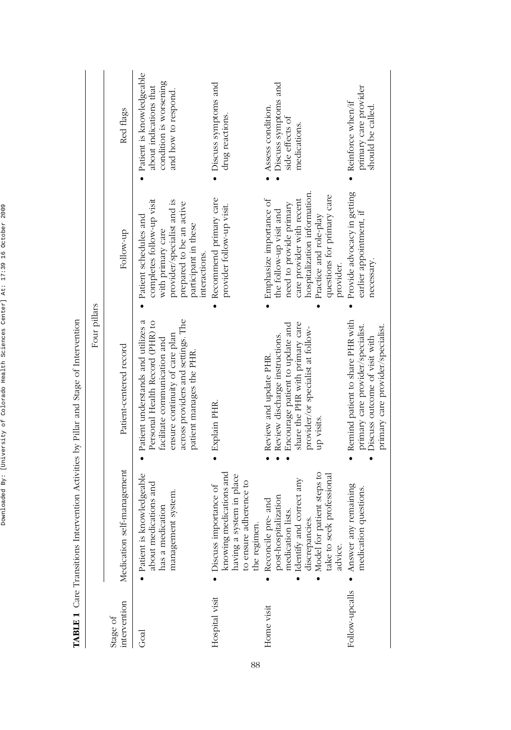**TABLE 1** Care Transitions Intervention Activities by Pillar and Stage of Intervention

| Stage of intervention | Four pillars | | | |
|---|---|---|---|---|
| | Medication self-management | Patient-centered record | Follow-up | Red flags |
| Goal | • Patient is knowledgeable about medications and has a medication management system. | • Patient understands and utilizes a Personal Health Record (PHR) to facilitate communication and ensure continuity of care plan across providers and settings. The patient manages the PHR. | • Patient schedules and completes follow-up visit with primary care provider/specialist and is prepared to be an active participant in these interactions. | • Patient is knowledgeable about indications that condition is worsening and how to respond. |
| Hospital visit | • Discuss importance of knowing medications and having a system in place to ensure adherence to the regimen. | • Explain PHR. | • Recommend primary care provider follow-up visit. | • Discuss symptoms and drug reactions. |
| Home visit | • Reconcile pre- and post-hospitalization medication lists.<br>• Identify and correct any discrepancies.<br>• Model for patient steps to take to seek professional advice. | • Review and update PHR.<br>• Review discharge instructions.<br>• Encourage patient to update and share the PHR with primary care provider/or specialist at follow-up visits. | • Emphasize importance of the follow-up visit and need to provide primary care provider with recent hospitalization information.<br>• Practice and role-play questions for primary care provider. | • Assess condition.<br>• Discuss symptoms and side effects of medications. |
| Follow-upcalls | • Answer any remaining medication questions. | • Remind patient to share PHR with primary care provider/specialist.<br>• Discuss outcome of visit with primary care provider/specialist. | • Provide advocacy in getting earlier appointment, if necessary. | • Reinforce when/if primary care provider should be called. |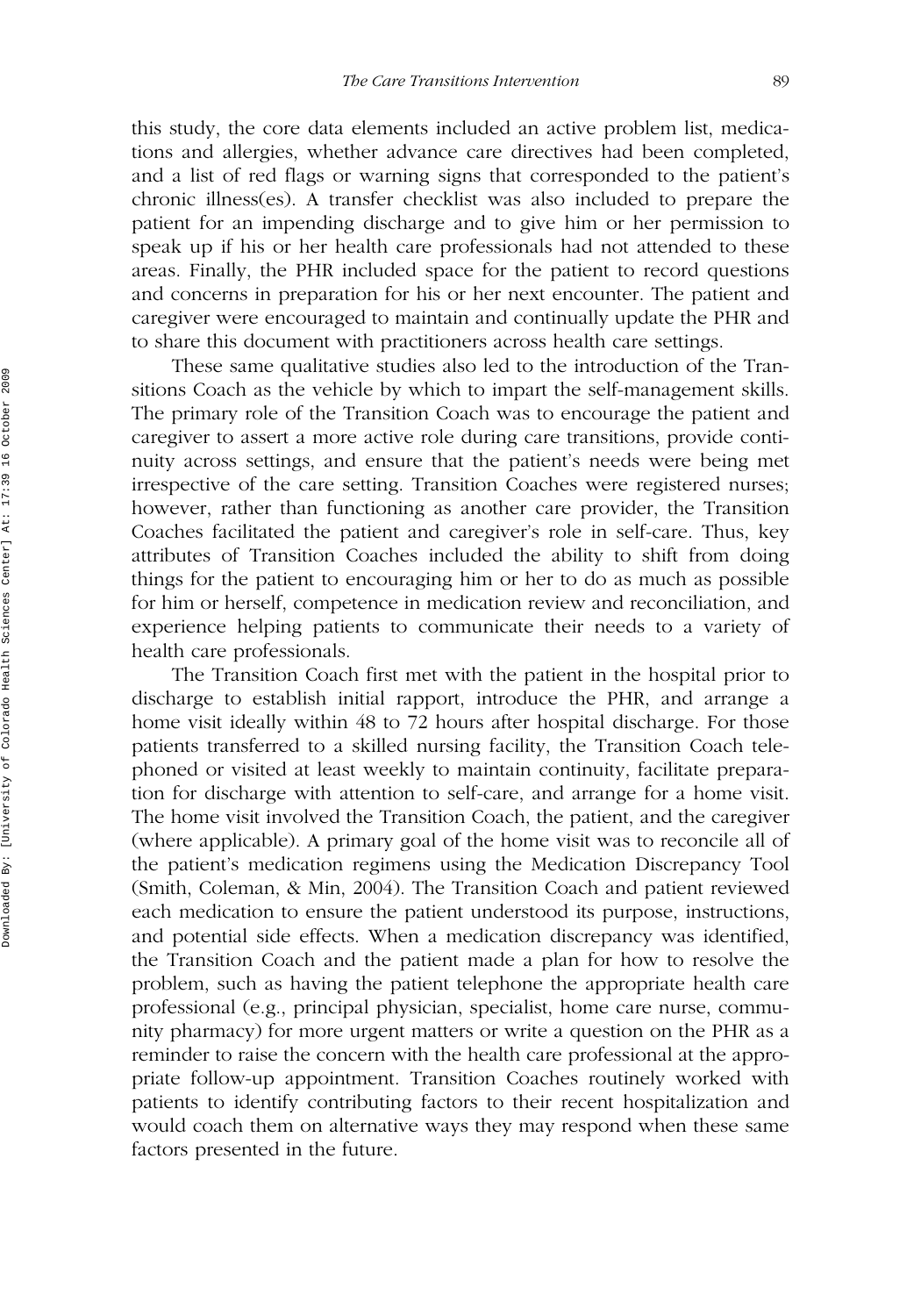this study, the core data elements included an active problem list, medications and allergies, whether advance care directives had been completed, and a list of red flags or warning signs that corresponded to the patient's chronic illness(es). A transfer checklist was also included to prepare the patient for an impending discharge and to give him or her permission to speak up if his or her health care professionals had not attended to these areas. Finally, the PHR included space for the patient to record questions and concerns in preparation for his or her next encounter. The patient and caregiver were encouraged to maintain and continually update the PHR and to share this document with practitioners across health care settings.

These same qualitative studies also led to the introduction of the Transitions Coach as the vehicle by which to impart the self-management skills. The primary role of the Transition Coach was to encourage the patient and caregiver to assert a more active role during care transitions, provide continuity across settings, and ensure that the patient's needs were being met irrespective of the care setting. Transition Coaches were registered nurses; however, rather than functioning as another care provider, the Transition Coaches facilitated the patient and caregiver's role in self-care. Thus, key attributes of Transition Coaches included the ability to shift from doing things for the patient to encouraging him or her to do as much as possible for him or herself, competence in medication review and reconciliation, and experience helping patients to communicate their needs to a variety of health care professionals.

The Transition Coach first met with the patient in the hospital prior to discharge to establish initial rapport, introduce the PHR, and arrange a home visit ideally within 48 to 72 hours after hospital discharge. For those patients transferred to a skilled nursing facility, the Transition Coach telephoned or visited at least weekly to maintain continuity, facilitate preparation for discharge with attention to self-care, and arrange for a home visit. The home visit involved the Transition Coach, the patient, and the caregiver (where applicable). A primary goal of the home visit was to reconcile all of the patient's medication regimens using the Medication Discrepancy Tool (Smith, Coleman, & Min, 2004). The Transition Coach and patient reviewed each medication to ensure the patient understood its purpose, instructions, and potential side effects. When a medication discrepancy was identified, the Transition Coach and the patient made a plan for how to resolve the problem, such as having the patient telephone the appropriate health care professional (e.g., principal physician, specialist, home care nurse, community pharmacy) for more urgent matters or write a question on the PHR as a reminder to raise the concern with the health care professional at the appropriate follow-up appointment. Transition Coaches routinely worked with patients to identify contributing factors to their recent hospitalization and would coach them on alternative ways they may respond when these same factors presented in the future.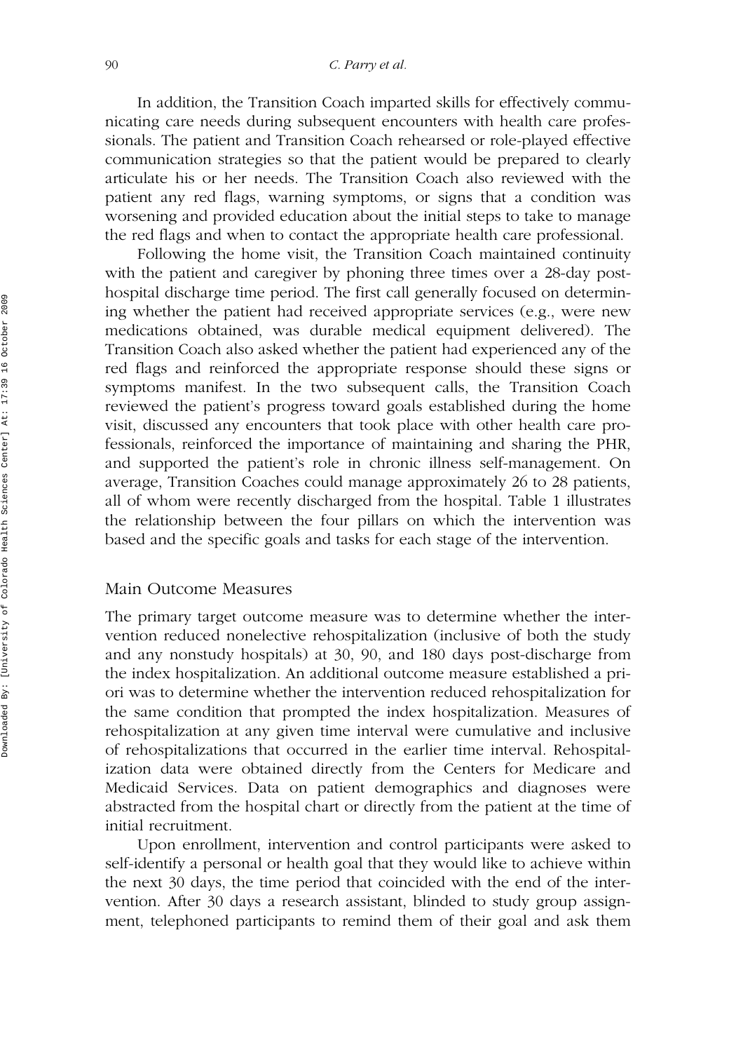In addition, the Transition Coach imparted skills for effectively communicating care needs during subsequent encounters with health care professionals. The patient and Transition Coach rehearsed or role-played effective communication strategies so that the patient would be prepared to clearly articulate his or her needs. The Transition Coach also reviewed with the patient any red flags, warning symptoms, or signs that a condition was worsening and provided education about the initial steps to take to manage the red flags and when to contact the appropriate health care professional.

Following the home visit, the Transition Coach maintained continuity with the patient and caregiver by phoning three times over a 28-day post-hospital discharge time period. The first call generally focused on determining whether the patient had received appropriate services (e.g., were new medications obtained, was durable medical equipment delivered). The Transition Coach also asked whether the patient had experienced any of the red flags and reinforced the appropriate response should these signs or symptoms manifest. In the two subsequent calls, the Transition Coach reviewed the patient's progress toward goals established during the home visit, discussed any encounters that took place with other health care professionals, reinforced the importance of maintaining and sharing the PHR, and supported the patient's role in chronic illness self-management. On average, Transition Coaches could manage approximately 26 to 28 patients, all of whom were recently discharged from the hospital. Table 1 illustrates the relationship between the four pillars on which the intervention was based and the specific goals and tasks for each stage of the intervention.

## Main Outcome Measures

The primary target outcome measure was to determine whether the intervention reduced nonelective rehospitalization (inclusive of both the study and any nonstudy hospitals) at 30, 90, and 180 days post-discharge from the index hospitalization. An additional outcome measure established a priori was to determine whether the intervention reduced rehospitalization for the same condition that prompted the index hospitalization. Measures of rehospitalization at any given time interval were cumulative and inclusive of rehospitalizations that occurred in the earlier time interval. Rehospitalization data were obtained directly from the Centers for Medicare and Medicaid Services. Data on patient demographics and diagnoses were abstracted from the hospital chart or directly from the patient at the time of initial recruitment.

Upon enrollment, intervention and control participants were asked to self-identify a personal or health goal that they would like to achieve within the next 30 days, the time period that coincided with the end of the intervention. After 30 days a research assistant, blinded to study group assignment, telephoned participants to remind them of their goal and ask them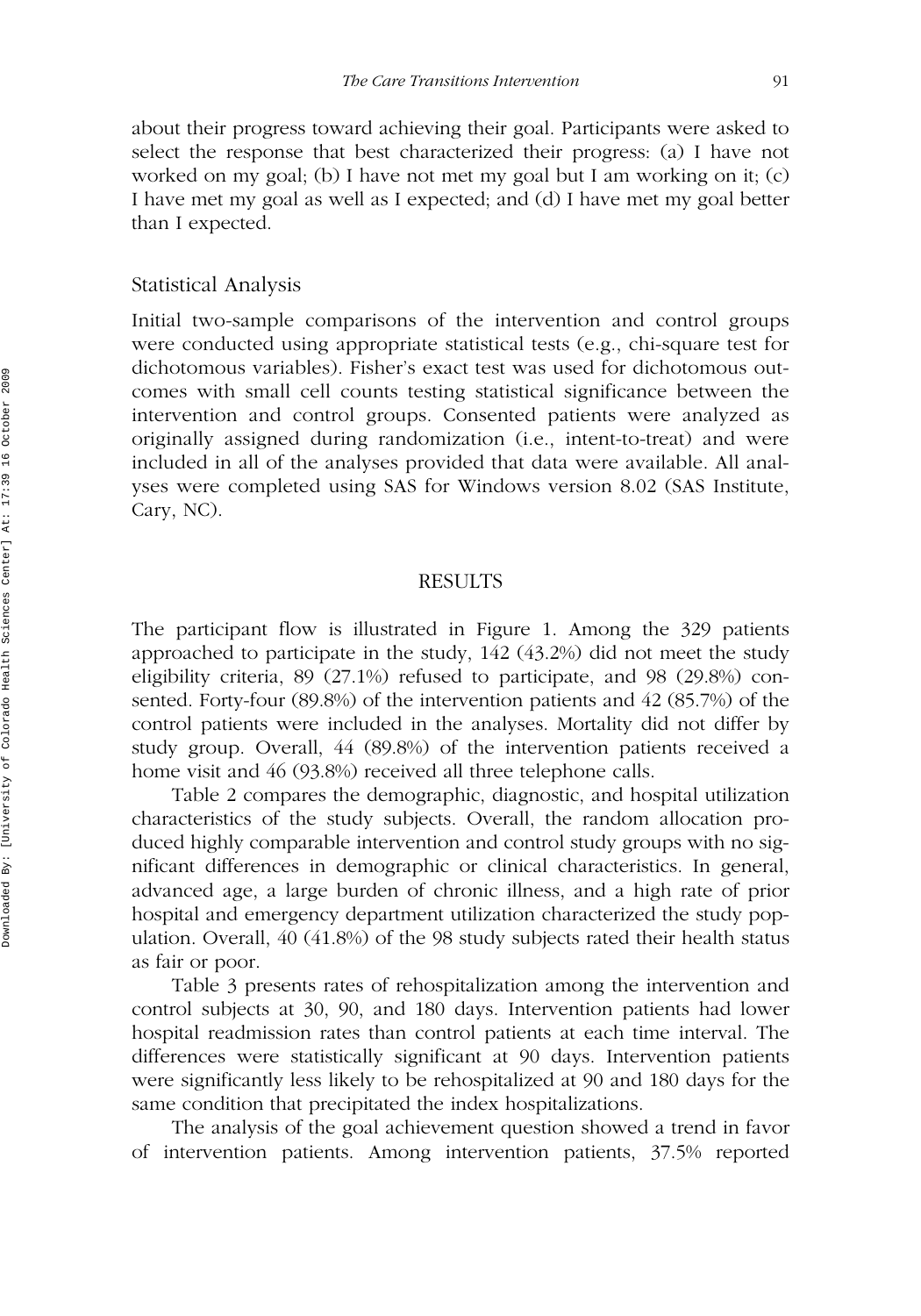about their progress toward achieving their goal. Participants were asked to select the response that best characterized their progress: (a) I have not worked on my goal; (b) I have not met my goal but I am working on it; (c) I have met my goal as well as I expected; and (d) I have met my goal better than I expected.

### Statistical Analysis

Initial two-sample comparisons of the intervention and control groups were conducted using appropriate statistical tests (e.g., chi-square test for dichotomous variables). Fisher's exact test was used for dichotomous outcomes with small cell counts testing statistical significance between the intervention and control groups. Consented patients were analyzed as originally assigned during randomization (i.e., intent-to-treat) and were included in all of the analyses provided that data were available. All analyses were completed using SAS for Windows version 8.02 (SAS Institute, Cary, NC).

## RESULTS

The participant flow is illustrated in Figure 1. Among the 329 patients approached to participate in the study, 142 (43.2%) did not meet the study eligibility criteria, 89 (27.1%) refused to participate, and 98 (29.8%) consented. Forty-four (89.8%) of the intervention patients and 42 (85.7%) of the control patients were included in the analyses. Mortality did not differ by study group. Overall, 44 (89.8%) of the intervention patients received a home visit and 46 (93.8%) received all three telephone calls.

Table 2 compares the demographic, diagnostic, and hospital utilization characteristics of the study subjects. Overall, the random allocation produced highly comparable intervention and control study groups with no significant differences in demographic or clinical characteristics. In general, advanced age, a large burden of chronic illness, and a high rate of prior hospital and emergency department utilization characterized the study population. Overall, 40 (41.8%) of the 98 study subjects rated their health status as fair or poor.

Table 3 presents rates of rehospitalization among the intervention and control subjects at 30, 90, and 180 days. Intervention patients had lower hospital readmission rates than control patients at each time interval. The differences were statistically significant at 90 days. Intervention patients were significantly less likely to be rehospitalized at 90 and 180 days for the same condition that precipitated the index hospitalizations.

The analysis of the goal achievement question showed a trend in favor of intervention patients. Among intervention patients, 37.5% reported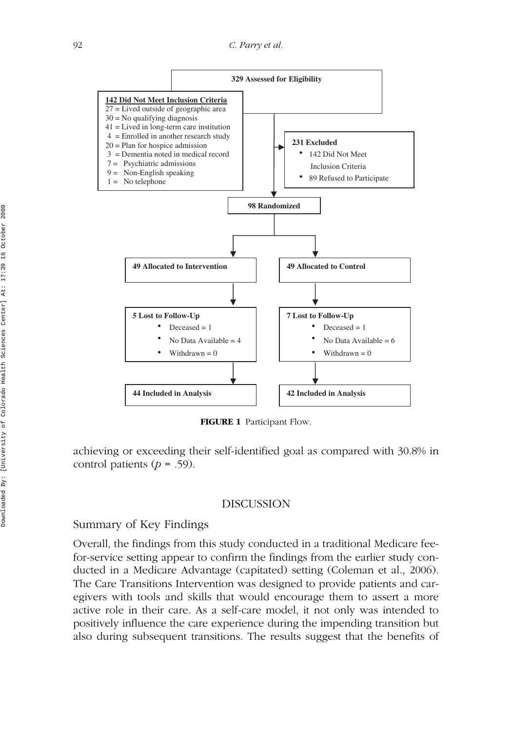**329 Assessed for Eligibility**

**142 Did Not Meet Inclusion Criteria**
27 = Lived outside of geographic area
30 = No qualifying diagnosis
41 = Lived in long-term care institution
4 = Enrolled in another research study
20 = Plan for hospice admission
3 = Dementia noted in medical record
7 = Psychiatric admissions
9 = Non-English speaking
1 = No telephone

**231 Excluded**
- 142 Did Not Meet Inclusion Criteria
- 89 Refused to Participate

**98 Randomized**

**49 Allocated to Intervention**

**49 Allocated to Control**

**5 Lost to Follow-Up**
- Deceased = 1
- No Data Available = 4
- Withdrawn = 0

**7 Lost to Follow-Up**
- Deceased = 1
- No Data Available = 6
- Withdrawn = 0

**44 Included in Analysis**

**42 Included in Analysis**

**FIGURE 1** Participant Flow.

achieving or exceeding their self-identified goal as compared with 30.8% in control patients ($p = .59$).

## DISCUSSION

### Summary of Key Findings

Overall, the findings from this study conducted in a traditional Medicare fee-for-service setting appear to confirm the findings from the earlier study conducted in a Medicare Advantage (capitated) setting (Coleman et al., 2006). The Care Transitions Intervention was designed to provide patients and caregivers with tools and skills that would encourage them to assert a more active role in their care. As a self-care model, it not only was intended to positively influence the care experience during the impending transition but also during subsequent transitions. The results suggest that the benefits of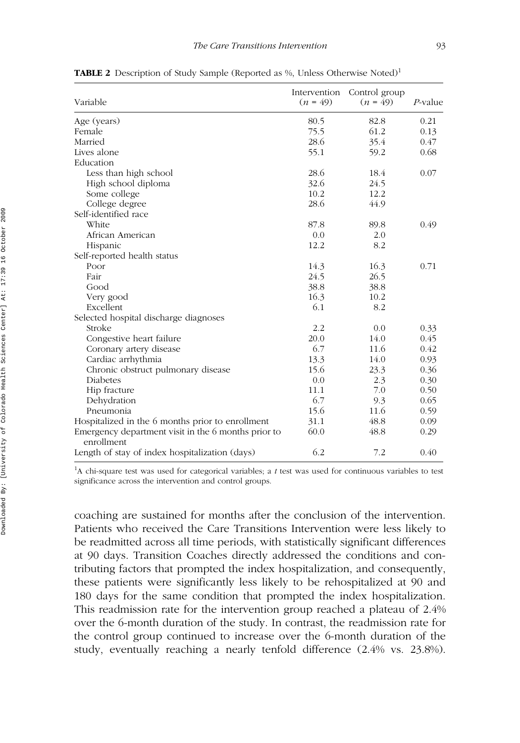**TABLE 2** Description of Study Sample (Reported as %, Unless Otherwise Noted)[1]

| Variable | Intervention ($n$ = 49) | Control group ($n$ = 49) | $P$-value |
|---|---|---|---|
| Age (years) | 80.5 | 82.8 | 0.21 |
| Female | 75.5 | 61.2 | 0.13 |
| Married | 28.6 | 35.4 | 0.47 |
| Lives alone | 55.1 | 59.2 | 0.68 |
| Education | | | |
| Less than high school | 28.6 | 18.4 | 0.07 |
| High school diploma | 32.6 | 24.5 | |
| Some college | 10.2 | 12.2 | |
| College degree | 28.6 | 44.9 | |
| Self-identified race | | | |
| White | 87.8 | 89.8 | 0.49 |
| African American | 0.0 | 2.0 | |
| Hispanic | 12.2 | 8.2 | |
| Self-reported health status | | | |
| Poor | 14.3 | 16.3 | 0.71 |
| Fair | 24.5 | 26.5 | |
| Good | 38.8 | 38.8 | |
| Very good | 16.3 | 10.2 | |
| Excellent | 6.1 | 8.2 | |
| Selected hospital discharge diagnoses | | | |
| Stroke | 2.2 | 0.0 | 0.33 |
| Congestive heart failure | 20.0 | 14.0 | 0.45 |
| Coronary artery disease | 6.7 | 11.6 | 0.42 |
| Cardiac arrhythmia | 13.3 | 14.0 | 0.93 |
| Chronic obstruct pulmonary disease | 15.6 | 23.3 | 0.36 |
| Diabetes | 0.0 | 2.3 | 0.30 |
| Hip fracture | 11.1 | 7.0 | 0.50 |
| Dehydration | 6.7 | 9.3 | 0.65 |
| Pneumonia | 15.6 | 11.6 | 0.59 |
| Hospitalized in the 6 months prior to enrollment | 31.1 | 48.8 | 0.09 |
| Emergency department visit in the 6 months prior to enrollment | 60.0 | 48.8 | 0.29 |
| Length of stay of index hospitalization (days) | 6.2 | 7.2 | 0.40 |

[1]A chi-square test was used for categorical variables; a $t$ test was used for continuous variables to test significance across the intervention and control groups.

coaching are sustained for months after the conclusion of the intervention. Patients who received the Care Transitions Intervention were less likely to be readmitted across all time periods, with statistically significant differences at 90 days. Transition Coaches directly addressed the conditions and contributing factors that prompted the index hospitalization, and consequently, these patients were significantly less likely to be rehospitalized at 90 and 180 days for the same condition that prompted the index hospitalization. This readmission rate for the intervention group reached a plateau of 2.4% over the 6-month duration of the study. In contrast, the readmission rate for the control group continued to increase over the 6-month duration of the study, eventually reaching a nearly tenfold difference (2.4% vs. 23.8%).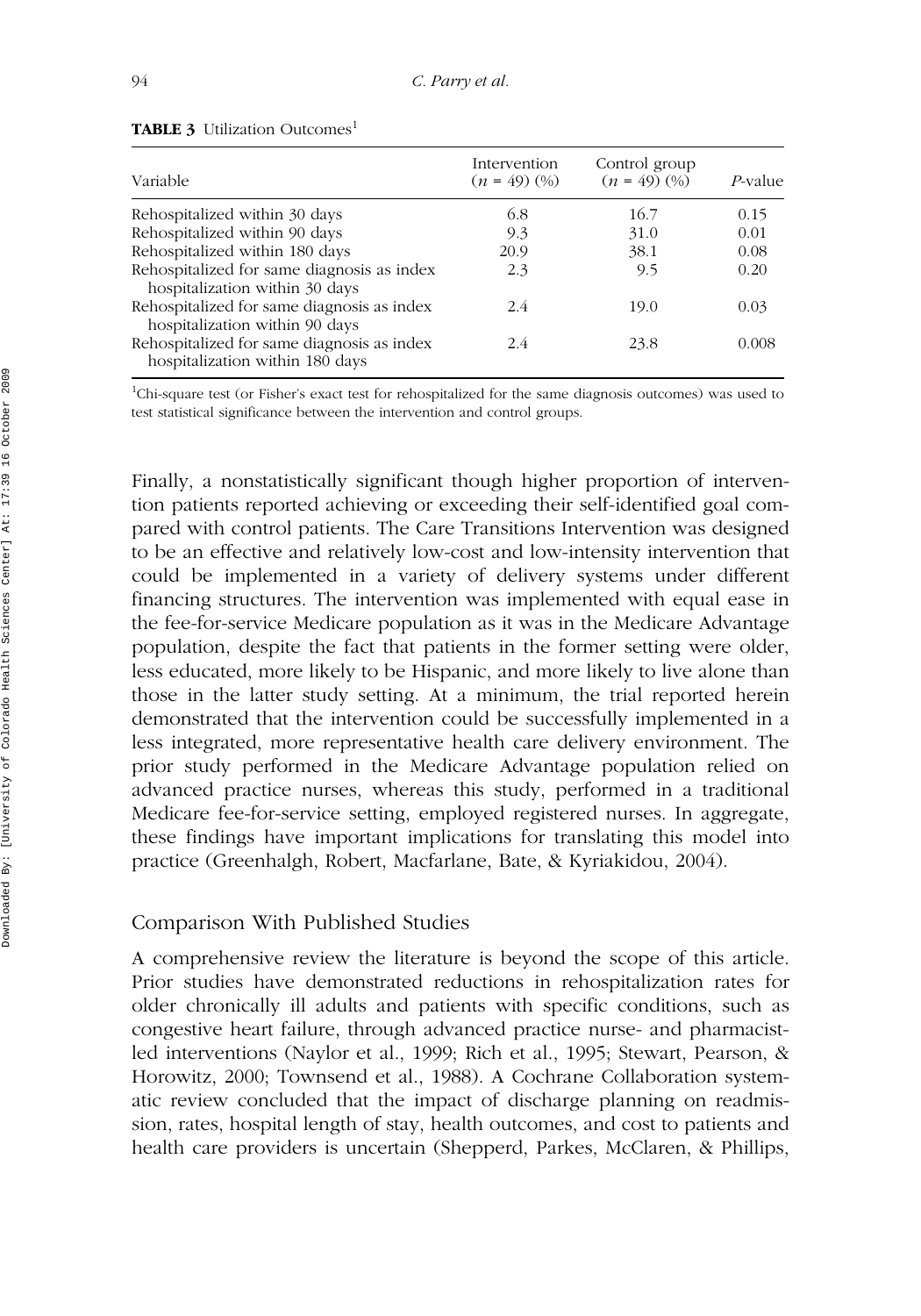**TABLE 3** Utilization Outcomes[1]

| Variable | Intervention ($n$ = 49) (%) | Control group ($n$ = 49) (%) | $P$-value |
|---|---|---|---|
| Rehospitalized within 30 days | 6.8 | 16.7 | 0.15 |
| Rehospitalized within 90 days | 9.3 | 31.0 | 0.01 |
| Rehospitalized within 180 days | 20.9 | 38.1 | 0.08 |
| Rehospitalized for same diagnosis as index hospitalization within 30 days | 2.3 | 9.5 | 0.20 |
| Rehospitalized for same diagnosis as index hospitalization within 90 days | 2.4 | 19.0 | 0.03 |
| Rehospitalized for same diagnosis as index hospitalization within 180 days | 2.4 | 23.8 | 0.008 |

[1]Chi-square test (or Fisher's exact test for rehospitalized for the same diagnosis outcomes) was used to test statistical significance between the intervention and control groups.

Finally, a nonstatistically significant though higher proportion of intervention patients reported achieving or exceeding their self-identified goal compared with control patients. The Care Transitions Intervention was designed to be an effective and relatively low-cost and low-intensity intervention that could be implemented in a variety of delivery systems under different financing structures. The intervention was implemented with equal ease in the fee-for-service Medicare population as it was in the Medicare Advantage population, despite the fact that patients in the former setting were older, less educated, more likely to be Hispanic, and more likely to live alone than those in the latter study setting. At a minimum, the trial reported herein demonstrated that the intervention could be successfully implemented in a less integrated, more representative health care delivery environment. The prior study performed in the Medicare Advantage population relied on advanced practice nurses, whereas this study, performed in a traditional Medicare fee-for-service setting, employed registered nurses. In aggregate, these findings have important implications for translating this model into practice (Greenhalgh, Robert, Macfarlane, Bate, & Kyriakidou, 2004).

## Comparison With Published Studies

A comprehensive review the literature is beyond the scope of this article. Prior studies have demonstrated reductions in rehospitalization rates for older chronically ill adults and patients with specific conditions, such as congestive heart failure, through advanced practice nurse- and pharmacist-led interventions (Naylor et al., 1999; Rich et al., 1995; Stewart, Pearson, & Horowitz, 2000; Townsend et al., 1988). A Cochrane Collaboration systematic review concluded that the impact of discharge planning on readmission, rates, hospital length of stay, health outcomes, and cost to patients and health care providers is uncertain (Shepperd, Parkes, McClaren, & Phillips,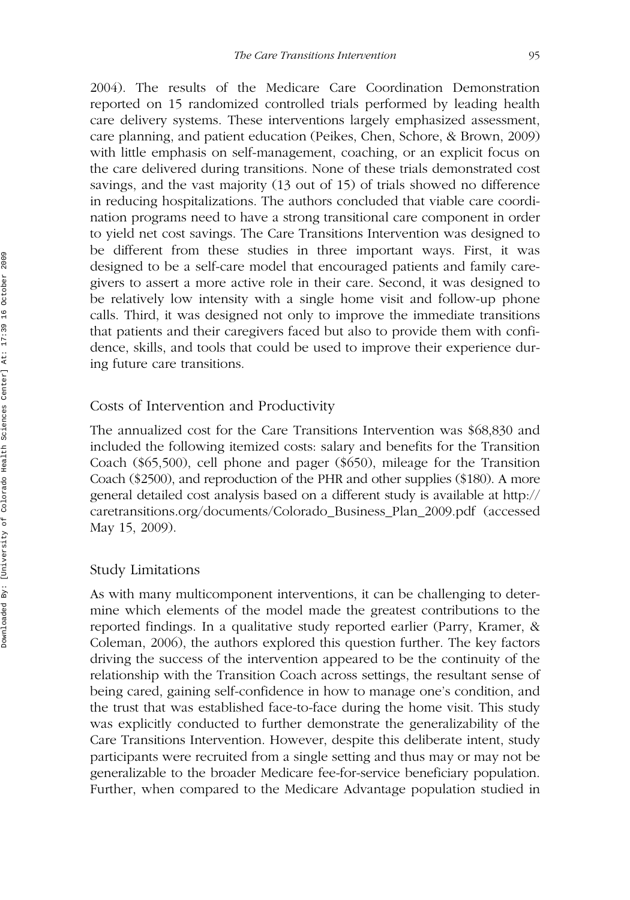2004). The results of the Medicare Care Coordination Demonstration reported on 15 randomized controlled trials performed by leading health care delivery systems. These interventions largely emphasized assessment, care planning, and patient education (Peikes, Chen, Schore, & Brown, 2009) with little emphasis on self-management, coaching, or an explicit focus on the care delivered during transitions. None of these trials demonstrated cost savings, and the vast majority (13 out of 15) of trials showed no difference in reducing hospitalizations. The authors concluded that viable care coordination programs need to have a strong transitional care component in order to yield net cost savings. The Care Transitions Intervention was designed to be different from these studies in three important ways. First, it was designed to be a self-care model that encouraged patients and family caregivers to assert a more active role in their care. Second, it was designed to be relatively low intensity with a single home visit and follow-up phone calls. Third, it was designed not only to improve the immediate transitions that patients and their caregivers faced but also to provide them with confidence, skills, and tools that could be used to improve their experience during future care transitions.

## Costs of Intervention and Productivity

The annualized cost for the Care Transitions Intervention was $68,830 and included the following itemized costs: salary and benefits for the Transition Coach ($65,500), cell phone and pager ($650), mileage for the Transition Coach ($2500), and reproduction of the PHR and other supplies ($180). A more general detailed cost analysis based on a different study is available at http://caretransitions.org/documents/Colorado_Business_Plan_2009.pdf (accessed May 15, 2009).

## Study Limitations

As with many multicomponent interventions, it can be challenging to determine which elements of the model made the greatest contributions to the reported findings. In a qualitative study reported earlier (Parry, Kramer, & Coleman, 2006), the authors explored this question further. The key factors driving the success of the intervention appeared to be the continuity of the relationship with the Transition Coach across settings, the resultant sense of being cared, gaining self-confidence in how to manage one's condition, and the trust that was established face-to-face during the home visit. This study was explicitly conducted to further demonstrate the generalizability of the Care Transitions Intervention. However, despite this deliberate intent, study participants were recruited from a single setting and thus may or may not be generalizable to the broader Medicare fee-for-service beneficiary population. Further, when compared to the Medicare Advantage population studied in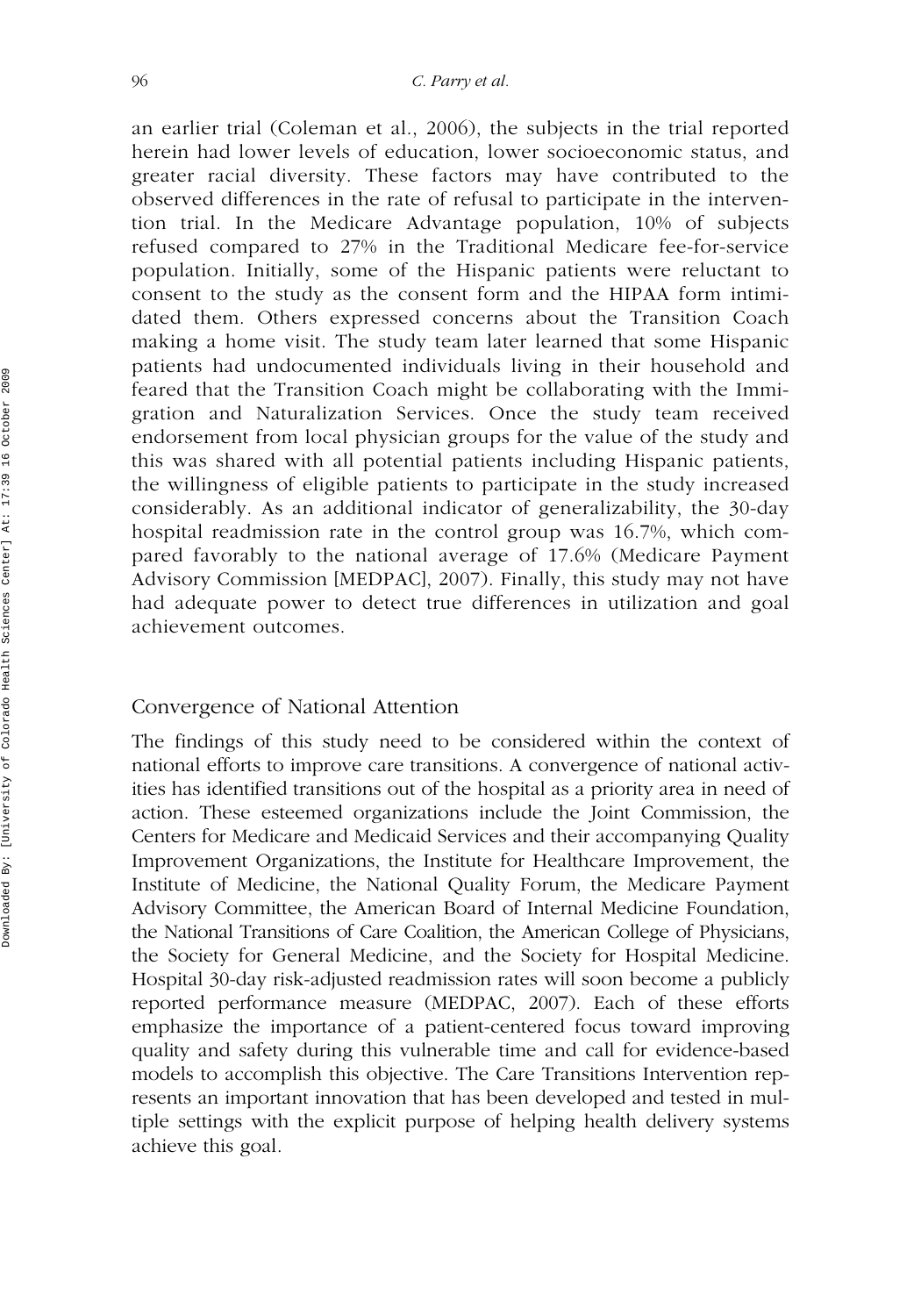an earlier trial (Coleman et al., 2006), the subjects in the trial reported herein had lower levels of education, lower socioeconomic status, and greater racial diversity. These factors may have contributed to the observed differences in the rate of refusal to participate in the intervention trial. In the Medicare Advantage population, 10% of subjects refused compared to 27% in the Traditional Medicare fee-for-service population. Initially, some of the Hispanic patients were reluctant to consent to the study as the consent form and the HIPAA form intimidated them. Others expressed concerns about the Transition Coach making a home visit. The study team later learned that some Hispanic patients had undocumented individuals living in their household and feared that the Transition Coach might be collaborating with the Immigration and Naturalization Services. Once the study team received endorsement from local physician groups for the value of the study and this was shared with all potential patients including Hispanic patients, the willingness of eligible patients to participate in the study increased considerably. As an additional indicator of generalizability, the 30-day hospital readmission rate in the control group was 16.7%, which compared favorably to the national average of 17.6% (Medicare Payment Advisory Commission [MEDPAC], 2007). Finally, this study may not have had adequate power to detect true differences in utilization and goal achievement outcomes.

## Convergence of National Attention

The findings of this study need to be considered within the context of national efforts to improve care transitions. A convergence of national activities has identified transitions out of the hospital as a priority area in need of action. These esteemed organizations include the Joint Commission, the Centers for Medicare and Medicaid Services and their accompanying Quality Improvement Organizations, the Institute for Healthcare Improvement, the Institute of Medicine, the National Quality Forum, the Medicare Payment Advisory Committee, the American Board of Internal Medicine Foundation, the National Transitions of Care Coalition, the American College of Physicians, the Society for General Medicine, and the Society for Hospital Medicine. Hospital 30-day risk-adjusted readmission rates will soon become a publicly reported performance measure (MEDPAC, 2007). Each of these efforts emphasize the importance of a patient-centered focus toward improving quality and safety during this vulnerable time and call for evidence-based models to accomplish this objective. The Care Transitions Intervention represents an important innovation that has been developed and tested in multiple settings with the explicit purpose of helping health delivery systems achieve this goal.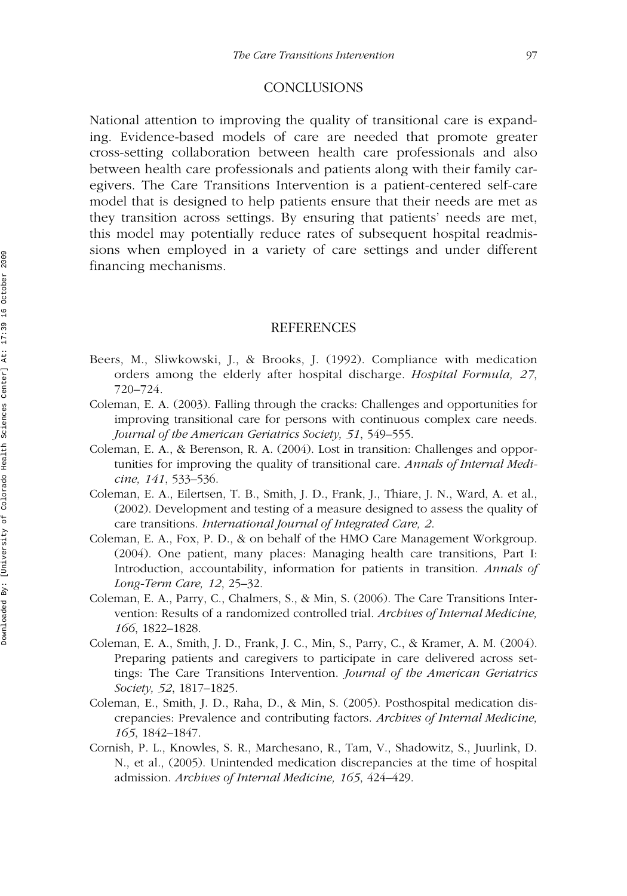## CONCLUSIONS

National attention to improving the quality of transitional care is expanding. Evidence-based models of care are needed that promote greater cross-setting collaboration between health care professionals and also between health care professionals and patients along with their family caregivers. The Care Transitions Intervention is a patient-centered self-care model that is designed to help patients ensure that their needs are met as they transition across settings. By ensuring that patients' needs are met, this model may potentially reduce rates of subsequent hospital readmissions when employed in a variety of care settings and under different financing mechanisms.

## REFERENCES

Beers, M., Sliwkowski, J., & Brooks, J. (1992). Compliance with medication orders among the elderly after hospital discharge. *Hospital Formula, 27*, 720–724.

Coleman, E. A. (2003). Falling through the cracks: Challenges and opportunities for improving transitional care for persons with continuous complex care needs. *Journal of the American Geriatrics Society, 51*, 549–555.

Coleman, E. A., & Berenson, R. A. (2004). Lost in transition: Challenges and opportunities for improving the quality of transitional care. *Annals of Internal Medicine, 141*, 533–536.

Coleman, E. A., Eilertsen, T. B., Smith, J. D., Frank, J., Thiare, J. N., Ward, A. et al., (2002). Development and testing of a measure designed to assess the quality of care transitions. *International Journal of Integrated Care, 2*.

Coleman, E. A., Fox, P. D., & on behalf of the HMO Care Management Workgroup. (2004). One patient, many places: Managing health care transitions, Part I: Introduction, accountability, information for patients in transition. *Annals of Long-Term Care, 12*, 25–32.

Coleman, E. A., Parry, C., Chalmers, S., & Min, S. (2006). The Care Transitions Intervention: Results of a randomized controlled trial. *Archives of Internal Medicine, 166*, 1822–1828.

Coleman, E. A., Smith, J. D., Frank, J. C., Min, S., Parry, C., & Kramer, A. M. (2004). Preparing patients and caregivers to participate in care delivered across settings: The Care Transitions Intervention. *Journal of the American Geriatrics Society, 52*, 1817–1825.

Coleman, E., Smith, J. D., Raha, D., & Min, S. (2005). Posthospital medication discrepancies: Prevalence and contributing factors. *Archives of Internal Medicine, 165*, 1842–1847.

Cornish, P. L., Knowles, S. R., Marchesano, R., Tam, V., Shadowitz, S., Juurlink, D. N., et al., (2005). Unintended medication discrepancies at the time of hospital admission. *Archives of Internal Medicine, 165*, 424–429.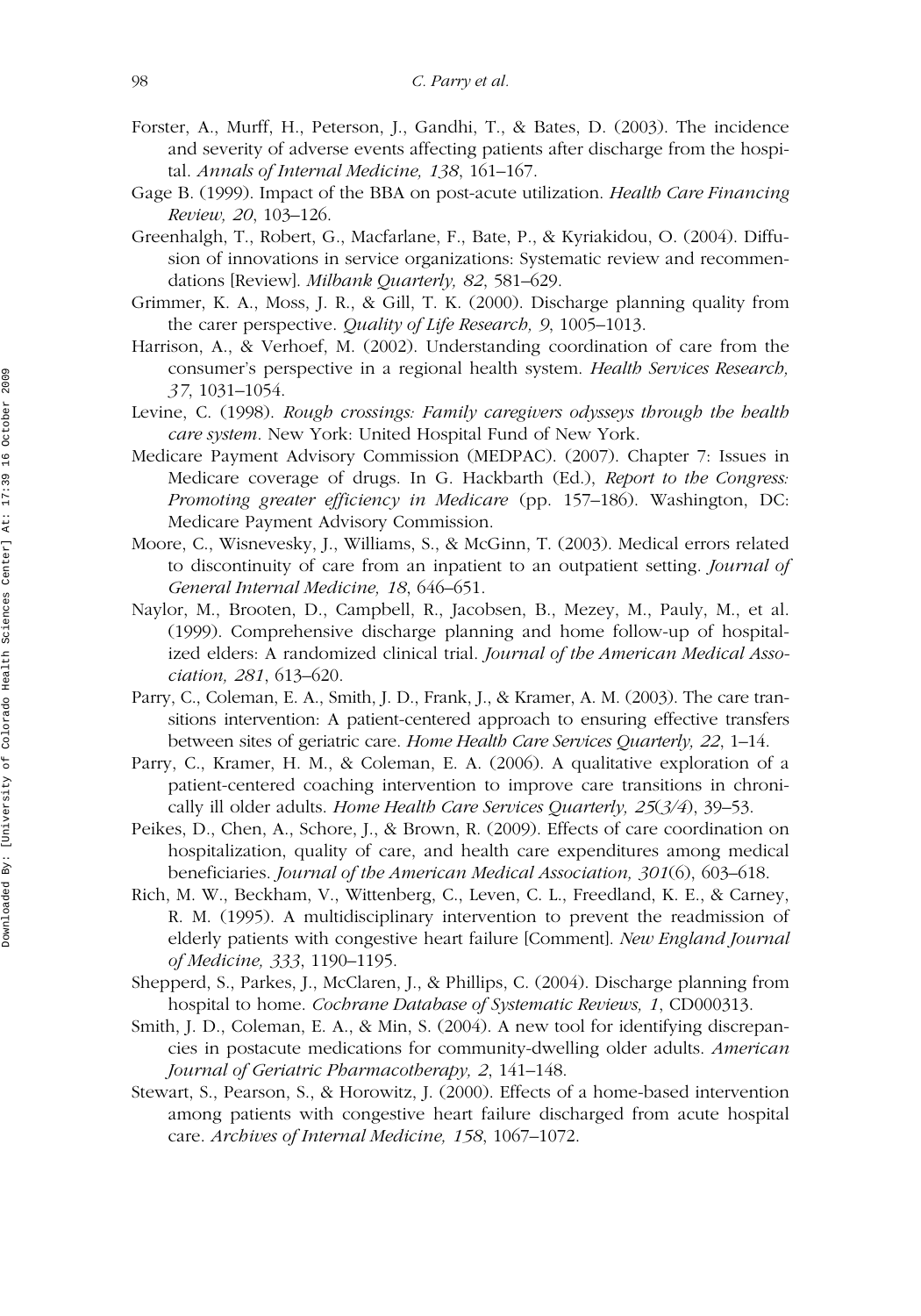Forster, A., Murff, H., Peterson, J., Gandhi, T., & Bates, D. (2003). The incidence and severity of adverse events affecting patients after discharge from the hospital. *Annals of Internal Medicine, 138*, 161–167.

Gage B. (1999). Impact of the BBA on post-acute utilization. *Health Care Financing Review, 20*, 103–126.

Greenhalgh, T., Robert, G., Macfarlane, F., Bate, P., & Kyriakidou, O. (2004). Diffusion of innovations in service organizations: Systematic review and recommendations [Review]. *Milbank Quarterly, 82*, 581–629.

Grimmer, K. A., Moss, J. R., & Gill, T. K. (2000). Discharge planning quality from the carer perspective. *Quality of Life Research, 9*, 1005–1013.

Harrison, A., & Verhoef, M. (2002). Understanding coordination of care from the consumer's perspective in a regional health system. *Health Services Research, 37*, 1031–1054.

Levine, C. (1998). *Rough crossings: Family caregivers odysseys through the health care system*. New York: United Hospital Fund of New York.

Medicare Payment Advisory Commission (MEDPAC). (2007). Chapter 7: Issues in Medicare coverage of drugs. In G. Hackbarth (Ed.), *Report to the Congress: Promoting greater efficiency in Medicare* (pp. 157–186). Washington, DC: Medicare Payment Advisory Commission.

Moore, C., Wisnevesky, J., Williams, S., & McGinn, T. (2003). Medical errors related to discontinuity of care from an inpatient to an outpatient setting. *Journal of General Internal Medicine, 18*, 646–651.

Naylor, M., Brooten, D., Campbell, R., Jacobsen, B., Mezey, M., Pauly, M., et al. (1999). Comprehensive discharge planning and home follow-up of hospitalized elders: A randomized clinical trial. *Journal of the American Medical Association, 281*, 613–620.

Parry, C., Coleman, E. A., Smith, J. D., Frank, J., & Kramer, A. M. (2003). The care transitions intervention: A patient-centered approach to ensuring effective transfers between sites of geriatric care. *Home Health Care Services Quarterly, 22*, 1–14.

Parry, C., Kramer, H. M., & Coleman, E. A. (2006). A qualitative exploration of a patient-centered coaching intervention to improve care transitions in chronically ill older adults. *Home Health Care Services Quarterly, 25(3/4)*, 39–53.

Peikes, D., Chen, A., Schore, J., & Brown, R. (2009). Effects of care coordination on hospitalization, quality of care, and health care expenditures among medical beneficiaries. *Journal of the American Medical Association, 301*(6), 603–618.

Rich, M. W., Beckham, V., Wittenberg, C., Leven, C. L., Freedland, K. E., & Carney, R. M. (1995). A multidisciplinary intervention to prevent the readmission of elderly patients with congestive heart failure [Comment]. *New England Journal of Medicine, 333*, 1190–1195.

Shepperd, S., Parkes, J., McClaren, J., & Phillips, C. (2004). Discharge planning from hospital to home. *Cochrane Database of Systematic Reviews, 1*, CD000313.

Smith, J. D., Coleman, E. A., & Min, S. (2004). A new tool for identifying discrepancies in postacute medications for community-dwelling older adults. *American Journal of Geriatric Pharmacotherapy, 2*, 141–148.

Stewart, S., Pearson, S., & Horowitz, J. (2000). Effects of a home-based intervention among patients with congestive heart failure discharged from acute hospital care. *Archives of Internal Medicine, 158*, 1067–1072.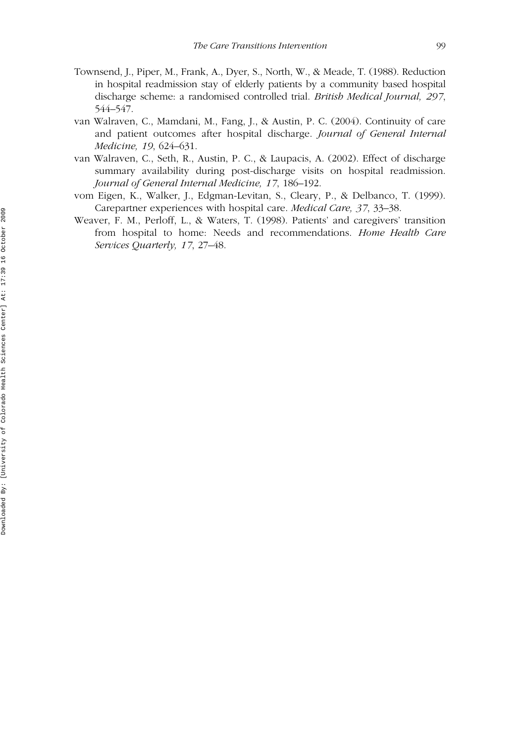Townsend, J., Piper, M., Frank, A., Dyer, S., North, W., & Meade, T. (1988). Reduction in hospital readmission stay of elderly patients by a community based hospital discharge scheme: a randomised controlled trial. *British Medical Journal, 297*, 544–547.

van Walraven, C., Mamdani, M., Fang, J., & Austin, P. C. (2004). Continuity of care and patient outcomes after hospital discharge. *Journal of General Internal Medicine, 19*, 624–631.

van Walraven, C., Seth, R., Austin, P. C., & Laupacis, A. (2002). Effect of discharge summary availability during post-discharge visits on hospital readmission. *Journal of General Internal Medicine, 17*, 186–192.

vom Eigen, K., Walker, J., Edgman-Levitan, S., Cleary, P., & Delbanco, T. (1999). Carepartner experiences with hospital care. *Medical Care, 37*, 33–38.

Weaver, F. M., Perloff, L., & Waters, T. (1998). Patients' and caregivers' transition from hospital to home: Needs and recommendations. *Home Health Care Services Quarterly, 17*, 27–48.